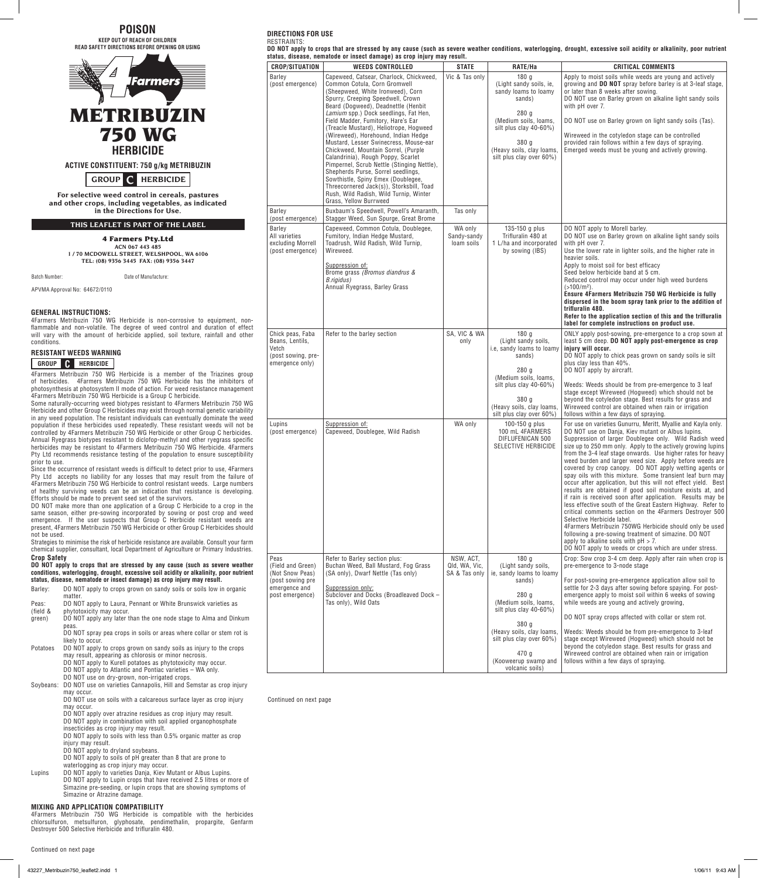# POISON

**KEEP OUT OF REACH OF CHILDREN**
**READ SAFETY DIRECTIONS BEFORE OPENING OR USING**

# 4Farmers METRIBUZIN 750 WG

## HERBICIDE

**ACTIVE CONSTITUENT: 750 g/kg METRIBUZIN**

**GROUP C HERBICIDE**

**For selective weed control in cereals, pastures and other crops, including vegetables, as indicated in the Directions for Use.**

**THIS LEAFLET IS PART OF THE LABEL**

**4 Farmers Pty.Ltd**
**ACN 067 443 485**
**1 / 70 MCDOWELL STREET, WELSHPOOL, WA 6106**
**TEL: (08) 9356 3445 FAX: (08) 9356 3447**

Batch Number: Date of Manufacture:

APVMA Approval No: 64672/0110

### GENERAL INSTRUCTIONS:

4Farmers Metribuzin 750 WG Herbicide is non-corrosive to equipment, non-flammable and non-volatile. The degree of weed control and duration of effect will vary with the amount of herbicide applied, soil texture, rainfall and other conditions.

### RESISTANT WEEDS WARNING

**GROUP C HERBICIDE**

4Farmers Metribuzin 750 WG Herbicide is a member of the Triazines group of herbicides. 4Farmers Metribuzin 750 WG Herbicide has the inhibitors of photosynthesis at photosystem II mode of action. For weed resistance management 4Farmers Metribuzin 750 WG Herbicide is a Group C herbicide.

Some naturally-occurring weed biotypes resistant to 4Farmers Metribuzin 750 WG Herbicide and other Group C Herbicides may exist through normal genetic variability in any weed population. The resistant individuals can eventually dominate the weed population if these herbicides used repeatedly. These resistant weeds will not be controlled by 4Farmers Metribuzin 750 WG Herbicide or other Group C herbicides. Annual Ryegrass biotypes resistant to diclofop-methyl and other ryegrass specific herbicides may be resistant to 4Farmers Metribuzin 750 WG Herbicide. 4Farmers Pty Ltd recommends resistance testing of the population to ensure susceptibility prior to use.

Since the occurrence of resistant weeds is difficult to detect prior to use, 4Farmers Pty Ltd accepts no liability for any losses that may result from the failure of 4Farmers Metribuzin 750 WG Herbicide to control resistant weeds. Large numbers of healthy surviving weeds can be an indication that resistance is developing. Efforts should be made to prevent seed set of the survivors.

DO NOT make more than one application of a Group C Herbicide to a crop in the same season, either pre-sowing incorporated by sowing or post crop and weed emergence. If the user suspects that Group C Herbicide resistant weeds are present, 4Farmers Metribuzin 750 WG Herbicide or other Group C Herbicides should not be used.

Strategies to minimise the risk of herbicide resistance are available. Consult your farm chemical supplier, consultant, local Department of Agriculture or Primary Industries.

### Crop Safety

**DO NOT apply to crops that are stressed by any cause (such as severe weather conditions, waterlogging, drought, excessive soil acidity or alkalinity, poor nutrient status, disease, nematode or insect damage) as crop injury may result.**

Barley: DO NOT apply to crops grown on sandy soils or soils low in organic matter.

Peas: (field & green) DO NOT apply to Laura, Pennant or White Brunswick varieties as phytotoxicity may occur.
DO NOT apply any later than the one node stage to Alma and Dinkum peas.
DO NOT spray pea crops in soils or areas where collar or stem rot is likely to occur.

Potatoes DO NOT apply to crops grown on sandy soils as injury to the crops may result, appearing as chlorosis or minor necrosis.
DO NOT apply to Kurell potatoes as phytotoxicity may occur.
DO NOT apply to Atlantic and Pontiac varieties – WA only.
DO NOT use on dry-grown, non-irrigated crops.

Soybeans: DO NOT use on varieties Cannapolis, Hill and Semstar as crop injury may occur.
DO NOT use on soils with a calcareous surface layer as crop injury may occur.
DO NOT apply over atrazine residues as crop injury may result.
DO NOT apply in combination with soil applied organophosphate insecticides as crop injury may result.
DO NOT apply to soils with less than 0.5% organic matter as crop injury may result.
DO NOT apply to dryland soybeans.
DO NOT apply to soils of pH greater than 8 that are prone to waterlogging as crop injury may occur.

Lupins DO NOT apply to varieties Danja, Kiev Mutant or Albus Lupins.
DO NOT apply to Lupin crops that have received 2.5 litres or more of Simazine pre-seeding, or lupin crops that are showing symptoms of Simazine or Atrazine damage.

### MIXING AND APPLICATION COMPATIBILITY

4Farmers Metribuzin 750 WG Herbicide is compatible with the herbicides chlorsulfuron, metsulfuron, glyphosate, pendimethalin, propargite, Genfarm Destroyer 500 Selective Herbicide and trifluralin 480.

Continued on next page

### DIRECTIONS FOR USE

RESTRAINTS:

**DO NOT apply to crops that are stressed by any cause (such as severe weather conditions, waterlogging, drought, excessive soil acidity or alkalinity, poor nutrient status, disease, nematode or insect damage) as crop injury may result.**

| CROP/SITUATION | WEEDS CONTROLLED | STATE | RATE/Ha | CRITICAL COMMENTS |
|---|---|---|---|---|
| Barley (post emergence) | Capeweed, Catsear, Charlock, Chickweed, Common Cotula, Corn Gromwell (Sheepweed, White Ironweed), Corn Spurry, Creeping Speedwell, Crown Beard (Dogweed), Deadnettle (Henbit *Lamium* spp.) Dock seedlings, Fat Hen, Field Madder, Fumitory, Hare's Ear (Treacle Mustard), Heliotrope, Hogweed (Wireweed), Horehound, Indian Hedge Mustard, Lesser Swinecress, Mouse-ear Chickweed, Mountain Sorrel, (Purple Calandrinia), Rough Poppy, Scarlet Pimpernel, Scrub Nettle (Stinging Nettle), Shepherds Purse, Sorrel seedlings, Sowthistle, Spiny Emex (Doublegee, Threecornered Jack(s)), Storksbill, Toad Rush, Wild Radish, Wild Turnip, Winter Grass, Yellow Burrweed | Vic & Tas only | 180 g (Light sandy soils, ie, sandy loams to loamy sands)<br><br>280 g (Medium soils, loams, silt plus clay 40-60%)<br><br>380 g (Heavy soils, clay loams, silt plus clay over 60%) | Apply to moist soils while weeds are young and actively growing and **DO NOT** spray before barley is at 3-leaf stage, or later than 8 weeks after sowing.<br>DO NOT use on Barley grown on alkaline light sandy soils with pH over 7.<br><br>DO NOT use on Barley grown on light sandy soils (Tas).<br><br>Wireweed in the cotyledon stage can be controlled provided rain follows within a few days of spraying. Emerged weeds must be young and actively growing. |
| Barley (post emergence) | Buxbaum's Speedwell, Powell's Amaranth, Stagger Weed, Sun Spurge, Great Brome | Tas only | | |
| Barley All varieties excluding Morrell (post emergence) | Capeweed, Common Cotula, Doublegee, Fumitory, Indian Hedge Mustard, Toadrush, Wild Radish, Wild Turnip, Wireweed.<br><br>Suppression of:<br>Brome grass *(Bromus diandrus & B.rigidus)*<br>Annual Ryegrass, Barley Grass | WA only Sandy-sandy loam soils | 135-150 g plus Trifluralin 480 at 1 L/ha and incorporated by sowing (IBS) | DO NOT apply to Morell barley.<br>DO NOT use on Barley grown on alkaline light sandy soils with pH over 7.<br>Use the lower rate in lighter soils, and the higher rate in heavier soils.<br>Apply to moist soil for best efficacy<br>Seed below herbicide band at 5 cm.<br>Reduced control may occur under high weed burdens ($>100/m^2$).<br>**Ensure 4Farmers Metribuzin 750 WG Herbicide is fully dispersed in the boom spray tank prior to the addition of trifluralin 480.**<br>**Refer to the application section of this and the trifluralin label for complete instructions on product use.** |
| Chick peas, Faba Beans, Lentils, Vetch (post sowing, pre-emergence only) | Refer to the barley section | SA, VIC & WA only | 180 g (Light sandy soils, i.e, sandy loams to loamy sands)<br><br>280 g (Medium soils, loams, silt plus clay 40-60%)<br><br>380 g (Heavy soils, clay loams, silt plus clay over 60%) | ONLY apply post-sowing, pre-emergence to a crop sown at least 5 cm deep. **DO NOT apply post-emergence as crop injury will occur.**<br>DO NOT apply to chick peas grown on sandy soils ie silt plus clay less than 40%.<br>DO NOT apply by aircraft.<br><br>Weeds: Weeds should be from pre-emergence to 3 leaf stage except Wireweed (Hogweed) which should not be beyond the cotyledon stage. Best results for grass and Wireweed control are obtained when rain or irrigation follows within a few days of spraying. |
| Lupins (post emergence) | Suppression of:<br>Capeweed, Doublegee, Wild Radish | WA only | 100-150 g plus 100 mL 4FARMERS DIFLUFENICAN 500 SELECTIVE HERBICIDE | For use on varieties Gunurru, Meritt, Myallie and Kayla only. DO NOT use on Danja, Kiev mutant or Albus lupins.<br>Suppression of larger Doublegee only. Wild Radish weed size up to 250 mm only. Apply to the actively growing lupins from the 3-4 leaf stage onwards. Use higher rates for heavy weed burden and larger weed size. Apply before weeds are covered by crop canopy. DO NOT apply wetting agents or spray oils with this mixture. Some transient leaf burn may occur after application, but this will not effect yield. Best results are obtained if good soil moisture exists at, and if rain is received soon after application. Results may be less effective south of the Great Eastern Highway. Refer to critical comments section on the 4Farmers Destroyer 500 Selective Herbicide label.<br>4Farmers Metribuzin 750WG Herbicide should only be used following a pre-sowing treatment of simazine. DO NOT apply to alkaline soils with pH > 7.<br>DO NOT apply to weeds or crops which are under stress. |
| Peas (Field and Green) (Not Snow Peas) (post sowing pre emergence and post emergence) | Refer to Barley section plus:<br>Buchan Weed, Ball Mustard, Fog Grass (SA only), Dwarf Nettle (Tas only)<br><br>Suppression only:<br>Subclover and Docks (Broadleaved Dock – Tas only), Wild Oats | NSW, ACT, Qld, WA, Vic, SA & Tas only | 180 g (Light sandy soils, ie, sandy loams to loamy sands)<br><br>280 g (Medium soils, loams, silt plus clay 40-60%)<br><br>380 g (Heavy soils, clay loams, silt plus clay over 60%)<br><br>470 g (Kooweerup swamp and volcanic soils) | Crop: Sow crop 3-4 cm deep. Apply after rain when crop is pre-emergence to 3-node stage<br><br>For post-sowing pre-emergence application allow soil to settle for 2-3 days after sowing before spraying. For post-emergence apply to moist soil within 6 weeks of sowing while weeds are young and actively growing,<br><br>DO NOT spray crops affected with collar or stem rot.<br><br>Weeds: Weeds should be from pre-emergence to 3-leaf stage except Wireweed (Hogweed) which should not be beyond the cotyledon stage. Best results for grass and Wireweed control are obtained when rain or irrigation follows within a few days of spraying. |

Continued on next page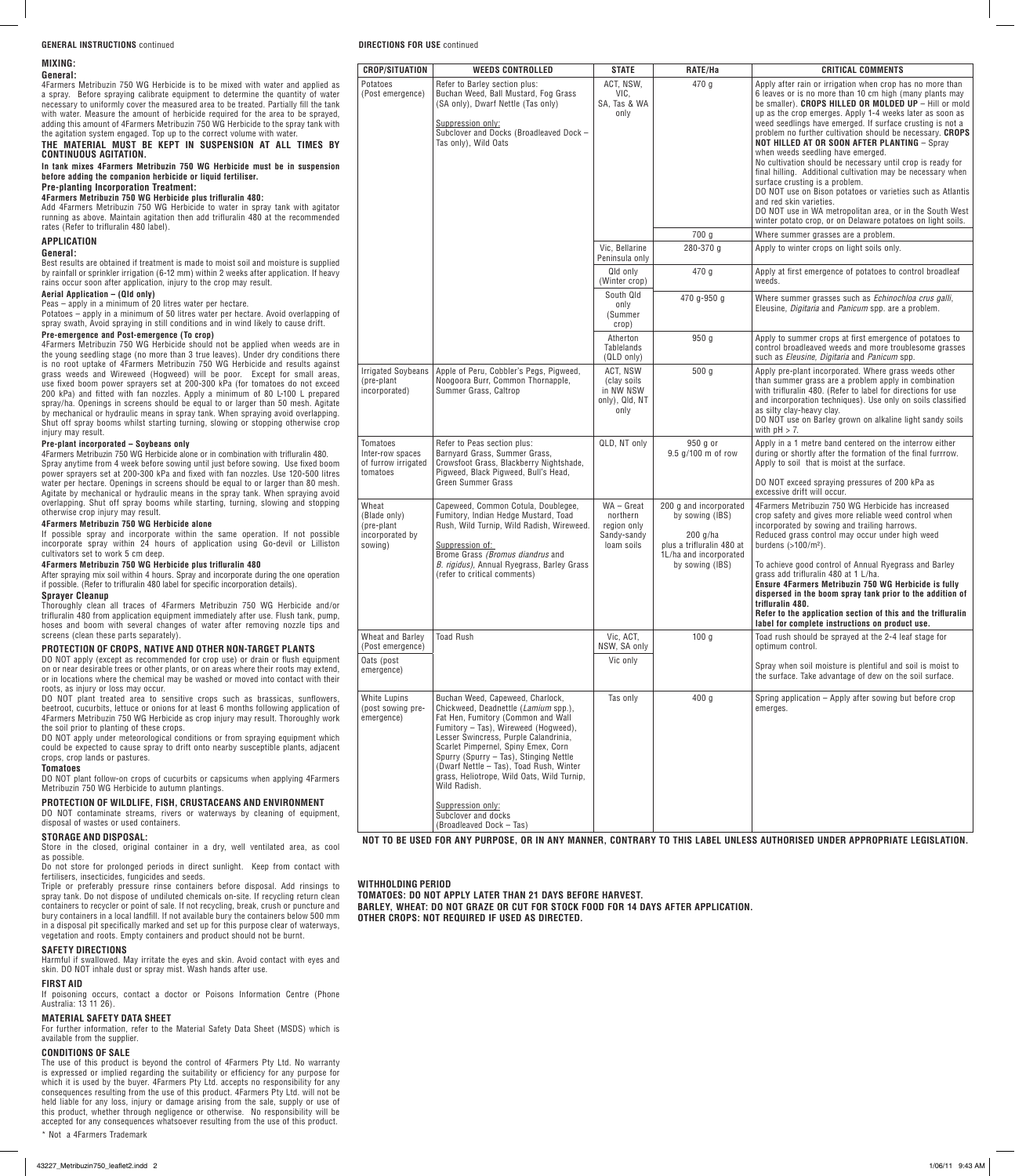**GENERAL INSTRUCTIONS** continued

### MIXING:

**General:**

4Farmers Metribuzin 750 WG Herbicide is to be mixed with water and applied as a spray. Before spraying calibrate equipment to determine the quantity of water necessary to uniformly cover the measured area to be treated. Partially fill the tank with water. Measure the amount of herbicide required for the area to be sprayed, adding this amount of 4Farmers Metribuzin 750 WG Herbicide to the spray tank with the agitation system engaged. Top up to the correct volume with water.

**THE MATERIAL MUST BE KEPT IN SUSPENSION AT ALL TIMES BY CONTINUOUS AGITATION.**

**In tank mixes 4Farmers Metribuzin 750 WG Herbicide must be in suspension before adding the companion herbicide or liquid fertiliser.**

**Pre-planting Incorporation Treatment:**

**4Farmers Metribuzin 750 WG Herbicide plus trifluralin 480:**

Add 4Farmers Metribuzin 750 WG Herbicide to water in spray tank with agitator running as above. Maintain agitation then add trifluralin 480 at the recommended rates (Refer to trifluralin 480 label).

### APPLICATION

**General:**

Best results are obtained if treatment is made to moist soil and moisture is supplied by rainfall or sprinkler irrigation (6-12 mm) within 2 weeks after application. If heavy rains occur soon after application, injury to the crop may result.

**Aerial Application – (Qld only)**

Peas – apply in a minimum of 20 litres water per hectare.

Potatoes – apply in a minimum of 50 litres water per hectare. Avoid overlapping of spray swath, Avoid spraying in still conditions and in wind likely to cause drift.

**Pre-emergence and Post-emergence (To crop)**

4Farmers Metribuzin 750 WG Herbicide should not be applied when weeds are in the young seedling stage (no more than 3 true leaves). Under dry conditions there is no root uptake of 4Farmers Metribuzin 750 WG Herbicide and results against grass weeds and Wireweed (Hogweed) will be poor. Except for small areas, use fixed boom power sprayers set at 200-300 kPa (for tomatoes do not exceed 200 kPa) and fitted with fan nozzles. Apply a minimum of 80 L-100 L prepared spray/ha. Openings in screens should be equal to or larger than 50 mesh. Agitate by mechanical or hydraulic means in spray tank. When spraying avoid overlapping. Shut off spray booms whilst starting turning, slowing or stopping otherwise crop injury may result.

**Pre-plant incorporated – Soybeans only**

4Farmers Metribuzin 750 WG Herbicide alone or in combination with trifluralin 480. Spray anytime from 4 week before sowing until just before sowing. Use fixed boom power sprayers set at 200-300 kPa and fixed with fan nozzles. Use 120-500 litres water per hectare. Openings in screens should be equal to or larger than 80 mesh. Agitate by mechanical or hydraulic means in the spray tank. When spraying avoid overlapping. Shut off spray booms while starting, turning, slowing and stopping otherwise crop injury may result.

**4Farmers Metribuzin 750 WG Herbicide alone**

If possible spray and incorporate within the same operation. If not possible incorporate spray within 24 hours of application using Go-devil or Lilliston cultivators set to work 5 cm deep.

**4Farmers Metribuzin 750 WG Herbicide plus trifluralin 480**

After spraying mix soil within 4 hours. Spray and incorporate during the one operation if possible. (Refer to trifluralin 480 label for specific incorporation details).

**Sprayer Cleanup**

Thoroughly clean all traces of 4Farmers Metribuzin 750 WG Herbicide and/or trifluralin 480 from application equipment immediately after use. Flush tank, pump, hoses and boom with several changes of water after removing nozzle tips and screens (clean these parts separately).

### PROTECTION OF CROPS, NATIVE AND OTHER NON-TARGET PLANTS

DO NOT apply (except as recommended for crop use) or drain or flush equipment on or near desirable trees or other plants, or on areas where their roots may extend, or in locations where the chemical may be washed or moved into contact with their roots, as injury or loss may occur.

DO NOT plant treated area to sensitive crops such as brassicas, sunflowers, beetroot, cucurbits, lettuce or onions for at least 6 months following application of 4Farmers Metribuzin 750 WG Herbicide as crop injury may result. Thoroughly work the soil prior to planting of these crops.

DO NOT apply under meteorological conditions or from spraying equipment which could be expected to cause spray to drift onto nearby susceptible plants, adjacent crops, crop lands or pastures.

**Tomatoes**

DO NOT plant follow-on crops of cucurbits or capsicums when applying 4Farmers Metribuzin 750 WG Herbicide to autumn plantings.

### PROTECTION OF WILDLIFE, FISH, CRUSTACEANS AND ENVIRONMENT

DO NOT contaminate streams, rivers or waterways by cleaning of equipment, disposal of wastes or used containers.

### STORAGE AND DISPOSAL:

Store in the closed, original container in a dry, well ventilated area, as cool as possible.

Do not store for prolonged periods in direct sunlight. Keep from contact with fertilisers, insecticides, fungicides and seeds.

Triple or preferably pressure rinse containers before disposal. Add rinsings to spray tank. Do not dispose of undiluted chemicals on-site. If recycling return clean containers to recycler or point of sale. If not recycling, break, crush or puncture and bury containers in a local landfill. If not available bury the containers below 500 mm in a disposal pit specifically marked and set up for this purpose clear of waterways, vegetation and roots. Empty containers and product should not be burnt.

### SAFETY DIRECTIONS

Harmful if swallowed. May irritate the eyes and skin. Avoid contact with eyes and skin. DO NOT inhale dust or spray mist. Wash hands after use.

### FIRST AID

If poisoning occurs, contact a doctor or Poisons Information Centre (Phone Australia: 13 11 26).

### MATERIAL SAFETY DATA SHEET

For further information, refer to the Material Safety Data Sheet (MSDS) which is available from the supplier.

### CONDITIONS OF SALE

The use of this product is beyond the control of 4Farmers Pty Ltd. No warranty is expressed or implied regarding the suitability or efficiency for any purpose for which it is used by the buyer. 4Farmers Pty Ltd. accepts no responsibility for any consequences resulting from the use of this product. 4Farmers Pty Ltd. will not be held liable for any loss, injury or damage arising from the sale, supply or use of this product, whether through negligence or otherwise. No responsibility will be accepted for any consequences whatsoever resulting from the use of this product.

\* Not a 4Farmers Trademark

**DIRECTIONS FOR USE** continued

| CROP/SITUATION | WEEDS CONTROLLED | STATE | RATE/Ha | CRITICAL COMMENTS |
|---|---|---|---|---|
| Potatoes (Post emergence) | Refer to Barley section plus: Buchan Weed, Ball Mustard, Fog Grass (SA only), Dwarf Nettle (Tas only)<br><br>Suppression only:<br>Subclover and Docks (Broadleaved Dock – Tas only), Wild Oats | ACT, NSW, VIC, SA, Tas & WA only | 470 g | Apply after rain or irrigation when crop has no more than 6 leaves or is no more than 10 cm high (many plants may be smaller). **CROPS HILLED OR MOLDED UP** – Hill or mold up as the crop emerges. Apply 1-4 weeks later as soon as weed seedlings have emerged. If surface crusting is not a problem no further cultivation should be necessary. **CROPS NOT HILLED AT OR SOON AFTER PLANTING** – Spray when weeds seedling have emerged. No cultivation should be necessary until crop is ready for final hilling. Additional cultivation may be necessary when surface crusting is a problem. DO NOT use on Bison potatoes or varieties such as Atlantis and red skin varieties. DO NOT use in WA metropolitan area, or in the South West winter potato crop, or on Delaware potatoes on light soils. |
| | | | 700 g | Where summer grasses are a problem. |
| | | Vic, Bellarine Peninsula only | 280-370 g | Apply to winter crops on light soils only. |
| | | Qld only (Winter crop) | 470 g | Apply at first emergence of potatoes to control broadleaf weeds. |
| | | South Qld only (Summer crop) | 470 g-950 g | Where summer grasses such as *Echinochloa crus galli*, Eleusine, *Digitaria* and *Panicum* spp. are a problem. |
| | | Atherton Tablelands (QLD only) | 950 g | Apply to summer crops at first emergence of potatoes to control broadleaved weeds and more troublesome grasses such as *Eleusine*, *Digitaria* and *Panicum* spp. |
| Irrigated Soybeans (pre-plant incorporated) | Apple of Peru, Cobbler's Pegs, Pigweed, Noogoora Burr, Common Thornapple, Summer Grass, Caltrop | ACT, NSW (clay soils in NW NSW only), Qld, NT only | 500 g | Apply pre-plant incorporated. Where grass weeds other than summer grass are a problem apply in combination with trifluralin 480. (Refer to label for directions for use and incorporation techniques). Use only on soils classified as silty clay-heavy clay. DO NOT use on Barley grown on alkaline light sandy soils with pH > 7. |
| Tomatoes Inter-row spaces of furrow irrigated tomatoes | Refer to Peas section plus: Barnyard Grass, Summer Grass, Crowsfoot Grass, Blackberry Nightshade, Pigweed, Black Pigweed, Bull's Head, Green Summer Grass | QLD, NT only | 950 g or 9.5 g/100 m of row | Apply in a 1 metre band centered on the interrow either during or shortly after the formation of the final furrrow. Apply to soil that is moist at the surface.<br><br>DO NOT exceed spraying pressures of 200 kPa as excessive drift will occur. |
| Wheat (Blade only) (pre-plant incorporated by sowing) | Capeweed, Common Cotula, Doublegee, Fumitory, Indian Hedge Mustard, Toad Rush, Wild Turnip, Wild Radish, Wireweed.<br><br>Suppression of:<br>Brome Grass *(Bromus diandrus* and *B. rigidus)*, Annual Ryegrass, Barley Grass (refer to critical comments) | WA – Great northern region only Sandy-sandy loam soils | 200 g and incorporated by sowing (IBS)<br><br>200 g/ha plus a trifluralin 480 at 1L/ha and incorporated by sowing (IBS) | 4Farmers Metribuzin 750 WG Herbicide has increased crop safety and gives more reliable weed control when incorporated by sowing and trailing harrows. Reduced grass control may occur under high weed burdens (>100/m²).<br><br>To achieve good control of Annual Ryegrass and Barley grass add trifluralin 480 at 1 L/ha. **Ensure 4Farmers Metribuzin 750 WG Herbicide is fully dispersed in the boom spray tank prior to the addition of trifluralin 480. Refer to the application section of this and the trifluralin label for complete instructions on product use.** |
| Wheat and Barley (Post emergence) | Toad Rush | Vic, ACT, NSW, SA only | 100 g | Toad rush should be sprayed at the 2-4 leaf stage for optimum control. |
| Oats (post emergence) | | Vic only | | Spray when soil moisture is plentiful and soil is moist to the surface. Take advantage of dew on the soil surface. |
| White Lupins (post sowing pre-emergence) | Buchan Weed, Capeweed, Charlock, Chickweed, Deadnettle (*Lamium* spp.), Fat Hen, Fumitory (Common and Wall Fumitory – Tas), Wireweed (Hogweed), Lesser Swincress, Purple Calandrinia, Scarlet Pimpernel, Spiny Emex, Corn Spurry (Spurry – Tas), Stinging Nettle (Dwarf Nettle – Tas), Toad Rush, Winter grass, Heliotrope, Wild Oats, Wild Turnip, Wild Radish.<br><br>Suppression only:<br>Subclover and docks (Broadleaved Dock – Tas) | Tas only | 400 g | Spring application – Apply after sowing but before crop emerges. |

**NOT TO BE USED FOR ANY PURPOSE, OR IN ANY MANNER, CONTRARY TO THIS LABEL UNLESS AUTHORISED UNDER APPROPRIATE LEGISLATION.**

**WITHHOLDING PERIOD**

**TOMATOES: DO NOT APPLY LATER THAN 21 DAYS BEFORE HARVEST.**

**BARLEY, WHEAT: DO NOT GRAZE OR CUT FOR STOCK FOOD FOR 14 DAYS AFTER APPLICATION.**

**OTHER CROPS: NOT REQUIRED IF USED AS DIRECTED.**